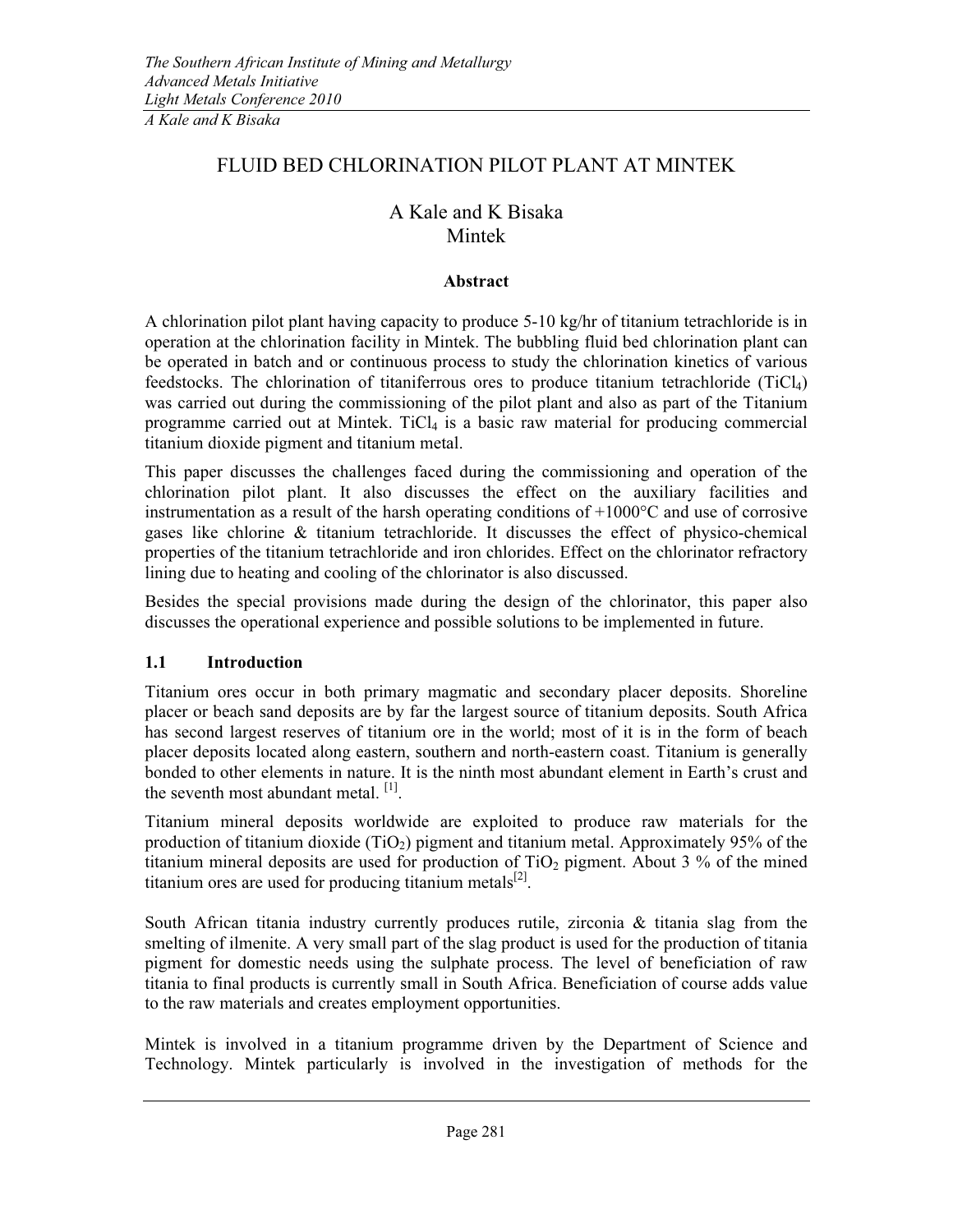# FLUID BED CHLORINATION PILOT PLANT AT MINTEK

A Kale and K Bisaka
Mintek

**Abstract**

A chlorination pilot plant having capacity to produce 5-10 kg/hr of titanium tetrachloride is in operation at the chlorination facility in Mintek. The bubbling fluid bed chlorination plant can be operated in batch and or continuous process to study the chlorination kinetics of various feedstocks. The chlorination of titaniferrous ores to produce titanium tetrachloride ($TiCl_4$) was carried out during the commissioning of the pilot plant and also as part of the Titanium programme carried out at Mintek. $TiCl_4$ is a basic raw material for producing commercial titanium dioxide pigment and titanium metal.

This paper discusses the challenges faced during the commissioning and operation of the chlorination pilot plant. It also discusses the effect on the auxiliary facilities and instrumentation as a result of the harsh operating conditions of +1000°C and use of corrosive gases like chlorine & titanium tetrachloride. It discusses the effect of physico-chemical properties of the titanium tetrachloride and iron chlorides. Effect on the chlorinator refractory lining due to heating and cooling of the chlorinator is also discussed.

Besides the special provisions made during the design of the chlorinator, this paper also discusses the operational experience and possible solutions to be implemented in future.

## 1.1 Introduction

Titanium ores occur in both primary magmatic and secondary placer deposits. Shoreline placer or beach sand deposits are by far the largest source of titanium deposits. South Africa has second largest reserves of titanium ore in the world; most of it is in the form of beach placer deposits located along eastern, southern and north-eastern coast. Titanium is generally bonded to other elements in nature. It is the ninth most abundant element in Earth's crust and the seventh most abundant metal. [1].

Titanium mineral deposits worldwide are exploited to produce raw materials for the production of titanium dioxide ($TiO_2$) pigment and titanium metal. Approximately 95% of the titanium mineral deposits are used for production of $TiO_2$ pigment. About 3 % of the mined titanium ores are used for producing titanium metals[2].

South African titania industry currently produces rutile, zirconia & titania slag from the smelting of ilmenite. A very small part of the slag product is used for the production of titania pigment for domestic needs using the sulphate process. The level of beneficiation of raw titania to final products is currently small in South Africa. Beneficiation of course adds value to the raw materials and creates employment opportunities.

Mintek is involved in a titanium programme driven by the Department of Science and Technology. Mintek particularly is involved in the investigation of methods for the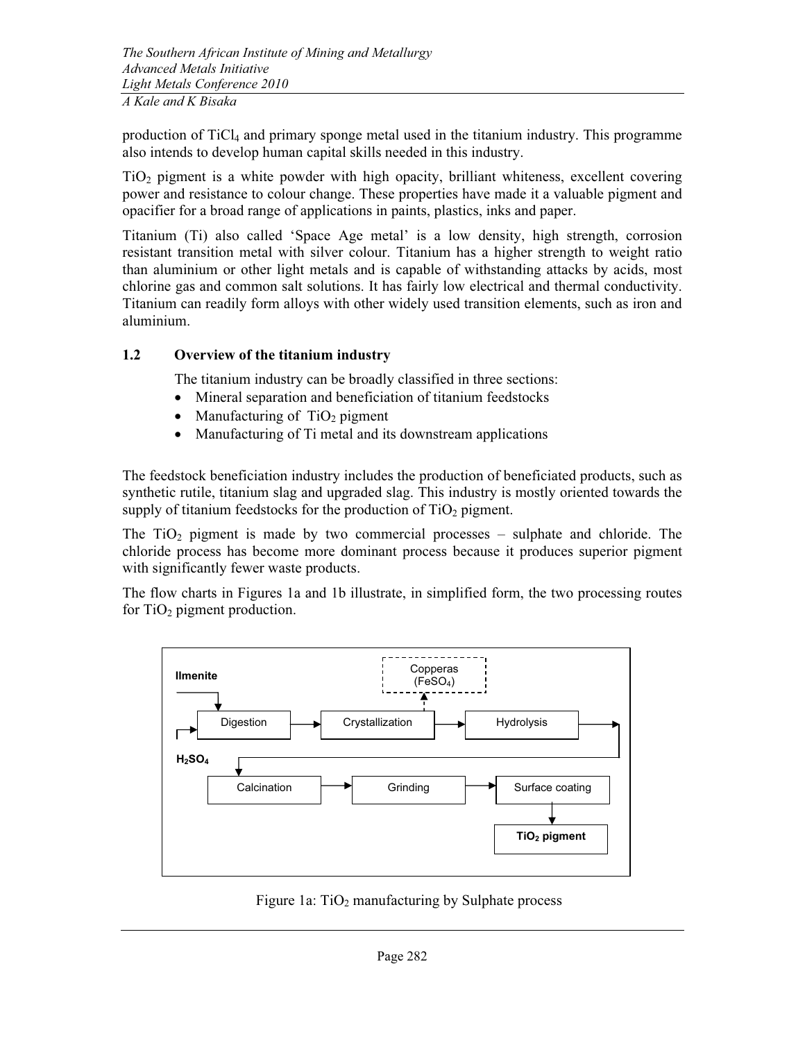production of $TiCl_4$ and primary sponge metal used in the titanium industry. This programme also intends to develop human capital skills needed in this industry.

$TiO_2$ pigment is a white powder with high opacity, brilliant whiteness, excellent covering power and resistance to colour change. These properties have made it a valuable pigment and opacifier for a broad range of applications in paints, plastics, inks and paper.

Titanium (Ti) also called 'Space Age metal' is a low density, high strength, corrosion resistant transition metal with silver colour. Titanium has a higher strength to weight ratio than aluminium or other light metals and is capable of withstanding attacks by acids, most chlorine gas and common salt solutions. It has fairly low electrical and thermal conductivity. Titanium can readily form alloys with other widely used transition elements, such as iron and aluminium.

## 1.2 Overview of the titanium industry

The titanium industry can be broadly classified in three sections:

- Mineral separation and beneficiation of titanium feedstocks
- Manufacturing of $TiO_2$ pigment
- Manufacturing of Ti metal and its downstream applications

The feedstock beneficiation industry includes the production of beneficiated products, such as synthetic rutile, titanium slag and upgraded slag. This industry is mostly oriented towards the supply of titanium feedstocks for the production of $TiO_2$ pigment.

The $TiO_2$ pigment is made by two commercial processes – sulphate and chloride. The chloride process has become more dominant process because it produces superior pigment with significantly fewer waste products.

The flow charts in Figures 1a and 1b illustrate, in simplified form, the two processing routes for $TiO_2$ pigment production.

```
Ilmenite, H2SO4 → Digestion → Crystallization → Hydrolysis
                              ↓
                     Copperas (FeSO4)

→ Calcination → Grinding → Surface coating → TiO2 pigment
```

Figure 1a: $TiO_2$ manufacturing by Sulphate process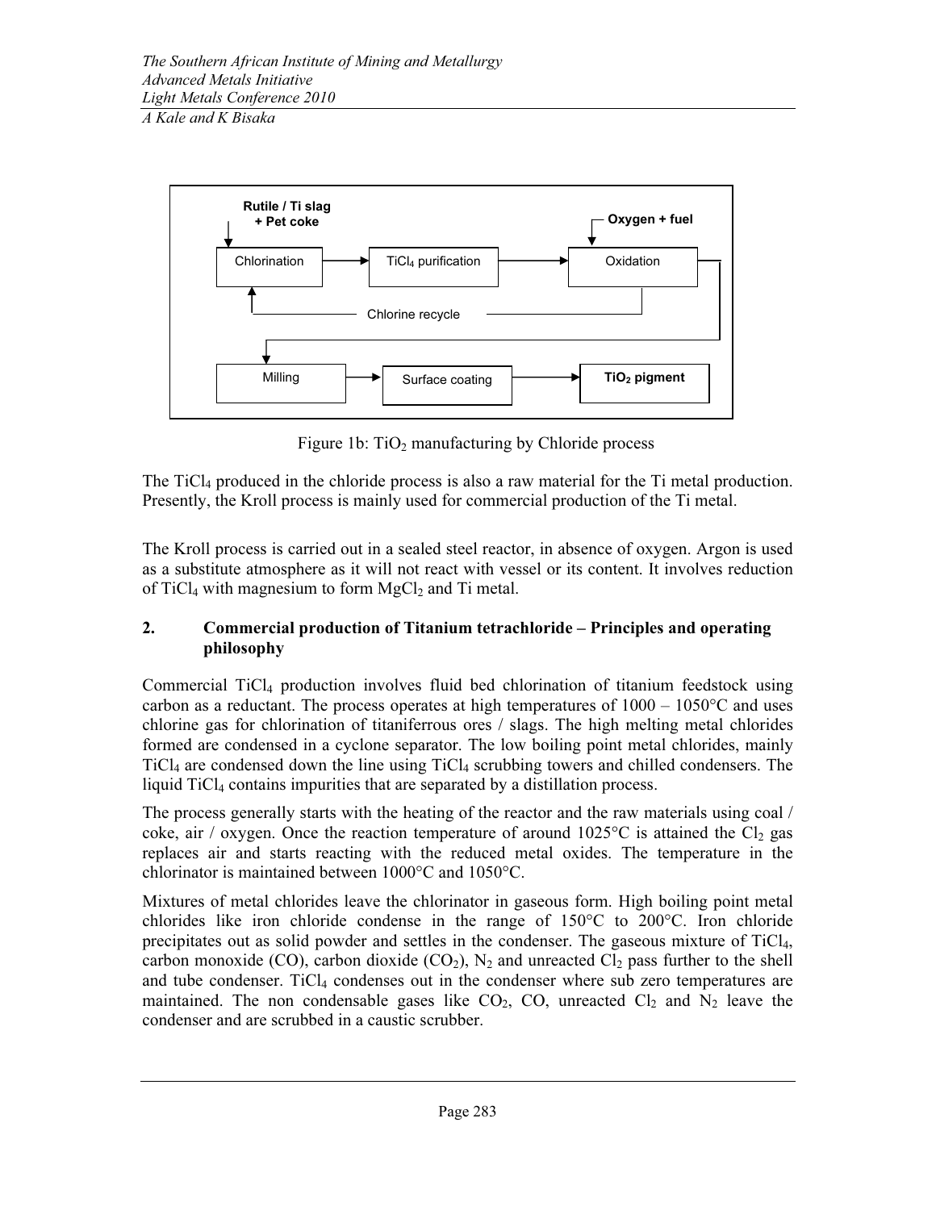Rutile / Ti slag + Pet coke → Chlorination → $TiCl_4$ purification → Oxidation (Oxygen + fuel) → Milling → Surface coating → **$TiO_2$ pigment**

Chlorine recycle (Oxidation → Chlorination)

Figure 1b: $TiO_2$ manufacturing by Chloride process

The $TiCl_4$ produced in the chloride process is also a raw material for the Ti metal production. Presently, the Kroll process is mainly used for commercial production of the Ti metal.

The Kroll process is carried out in a sealed steel reactor, in absence of oxygen. Argon is used as a substitute atmosphere as it will not react with vessel or its content. It involves reduction of $TiCl_4$ with magnesium to form $MgCl_2$ and Ti metal.

## 2. Commercial production of Titanium tetrachloride – Principles and operating philosophy

Commercial $TiCl_4$ production involves fluid bed chlorination of titanium feedstock using carbon as a reductant. The process operates at high temperatures of 1000 – 1050°C and uses chlorine gas for chlorination of titaniferrous ores / slags. The high melting metal chlorides formed are condensed in a cyclone separator. The low boiling point metal chlorides, mainly $TiCl_4$ are condensed down the line using $TiCl_4$ scrubbing towers and chilled condensers. The liquid $TiCl_4$ contains impurities that are separated by a distillation process.

The process generally starts with the heating of the reactor and the raw materials using coal / coke, air / oxygen. Once the reaction temperature of around 1025°C is attained the $Cl_2$ gas replaces air and starts reacting with the reduced metal oxides. The temperature in the chlorinator is maintained between 1000°C and 1050°C.

Mixtures of metal chlorides leave the chlorinator in gaseous form. High boiling point metal chlorides like iron chloride condense in the range of 150°C to 200°C. Iron chloride precipitates out as solid powder and settles in the condenser. The gaseous mixture of $TiCl_4$, carbon monoxide (CO), carbon dioxide ($CO_2$), $N_2$ and unreacted $Cl_2$ pass further to the shell and tube condenser. $TiCl_4$ condenses out in the condenser where sub zero temperatures are maintained. The non condensable gases like $CO_2$, CO, unreacted $Cl_2$ and $N_2$ leave the condenser and are scrubbed in a caustic scrubber.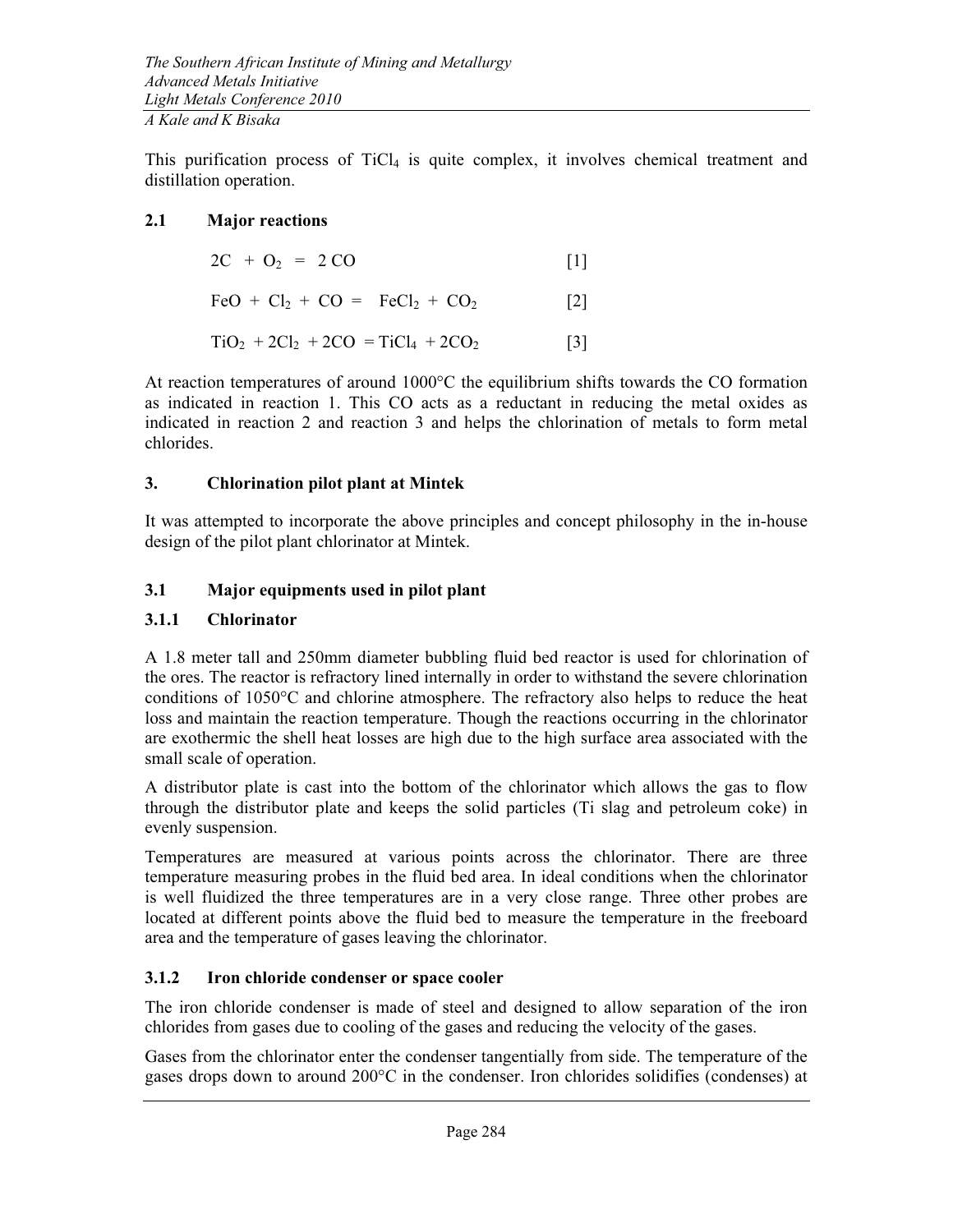This purification process of $TiCl_4$ is quite complex, it involves chemical treatment and distillation operation.

### 2.1 Major reactions

$$2C + O_2 = 2CO \quad [1]$$

$$FeO + Cl_2 + CO = FeCl_2 + CO_2 \quad [2]$$

$$TiO_2 + 2Cl_2 + 2CO = TiCl_4 + 2CO_2 \quad [3]$$

At reaction temperatures of around 1000°C the equilibrium shifts towards the CO formation as indicated in reaction 1. This CO acts as a reductant in reducing the metal oxides as indicated in reaction 2 and reaction 3 and helps the chlorination of metals to form metal chlorides.

## 3. Chlorination pilot plant at Mintek

It was attempted to incorporate the above principles and concept philosophy in the in-house design of the pilot plant chlorinator at Mintek.

### 3.1 Major equipments used in pilot plant

#### 3.1.1 Chlorinator

A 1.8 meter tall and 250mm diameter bubbling fluid bed reactor is used for chlorination of the ores. The reactor is refractory lined internally in order to withstand the severe chlorination conditions of 1050°C and chlorine atmosphere. The refractory also helps to reduce the heat loss and maintain the reaction temperature. Though the reactions occurring in the chlorinator are exothermic the shell heat losses are high due to the high surface area associated with the small scale of operation.

A distributor plate is cast into the bottom of the chlorinator which allows the gas to flow through the distributor plate and keeps the solid particles (Ti slag and petroleum coke) in evenly suspension.

Temperatures are measured at various points across the chlorinator. There are three temperature measuring probes in the fluid bed area. In ideal conditions when the chlorinator is well fluidized the three temperatures are in a very close range. Three other probes are located at different points above the fluid bed to measure the temperature in the freeboard area and the temperature of gases leaving the chlorinator.

#### 3.1.2 Iron chloride condenser or space cooler

The iron chloride condenser is made of steel and designed to allow separation of the iron chlorides from gases due to cooling of the gases and reducing the velocity of the gases.

Gases from the chlorinator enter the condenser tangentially from side. The temperature of the gases drops down to around 200°C in the condenser. Iron chlorides solidifies (condenses) at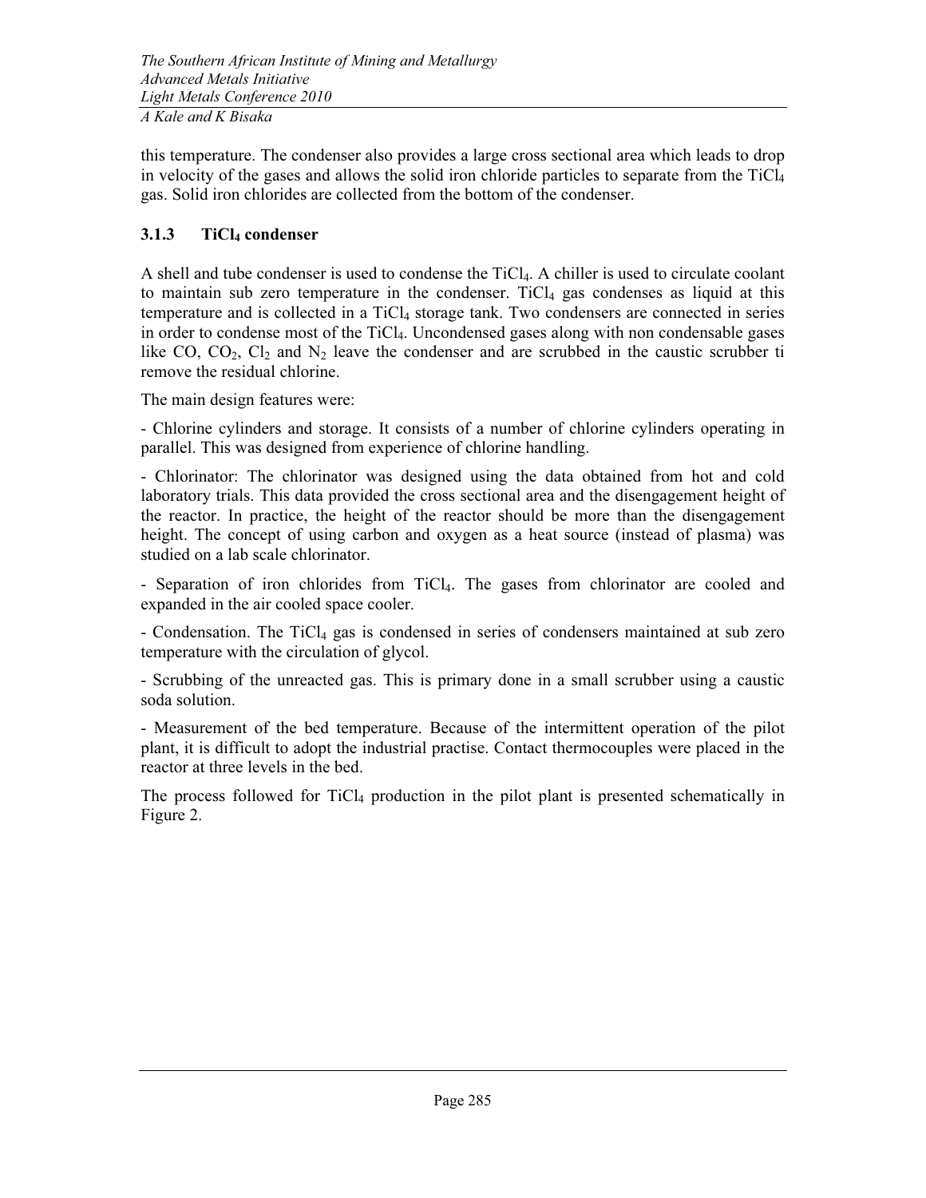this temperature. The condenser also provides a large cross sectional area which leads to drop in velocity of the gases and allows the solid iron chloride particles to separate from the $TiCl_4$ gas. Solid iron chlorides are collected from the bottom of the condenser.

### 3.1.3 $TiCl_4$ condenser

A shell and tube condenser is used to condense the $TiCl_4$. A chiller is used to circulate coolant to maintain sub zero temperature in the condenser. $TiCl_4$ gas condenses as liquid at this temperature and is collected in a $TiCl_4$ storage tank. Two condensers are connected in series in order to condense most of the $TiCl_4$. Uncondensed gases along with non condensable gases like CO, $CO_2$, $Cl_2$ and $N_2$ leave the condenser and are scrubbed in the caustic scrubber ti remove the residual chlorine.

The main design features were:

- Chlorine cylinders and storage. It consists of a number of chlorine cylinders operating in parallel. This was designed from experience of chlorine handling.

- Chlorinator: The chlorinator was designed using the data obtained from hot and cold laboratory trials. This data provided the cross sectional area and the disengagement height of the reactor. In practice, the height of the reactor should be more than the disengagement height. The concept of using carbon and oxygen as a heat source (instead of plasma) was studied on a lab scale chlorinator.

- Separation of iron chlorides from $TiCl_4$. The gases from chlorinator are cooled and expanded in the air cooled space cooler.

- Condensation. The $TiCl_4$ gas is condensed in series of condensers maintained at sub zero temperature with the circulation of glycol.

- Scrubbing of the unreacted gas. This is primary done in a small scrubber using a caustic soda solution.

- Measurement of the bed temperature. Because of the intermittent operation of the pilot plant, it is difficult to adopt the industrial practise. Contact thermocouples were placed in the reactor at three levels in the bed.

The process followed for $TiCl_4$ production in the pilot plant is presented schematically in Figure 2.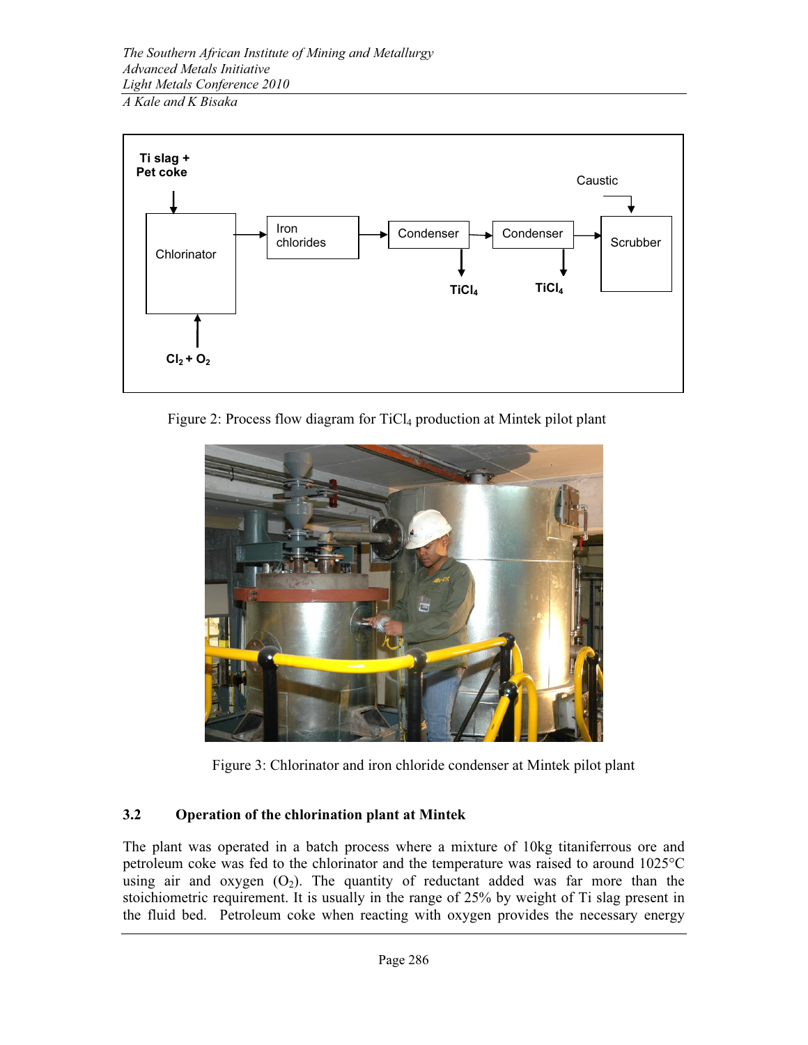Figure 2: Process flow diagram for $TiCl_4$ production at Mintek pilot plant

Figure 3: Chlorinator and iron chloride condenser at Mintek pilot plant

## 3.2 Operation of the chlorination plant at Mintek

The plant was operated in a batch process where a mixture of 10kg titaniferrous ore and petroleum coke was fed to the chlorinator and the temperature was raised to around 1025°C using air and oxygen ($O_2$). The quantity of reductant added was far more than the stoichiometric requirement. It is usually in the range of 25% by weight of Ti slag present in the fluid bed. Petroleum coke when reacting with oxygen provides the necessary energy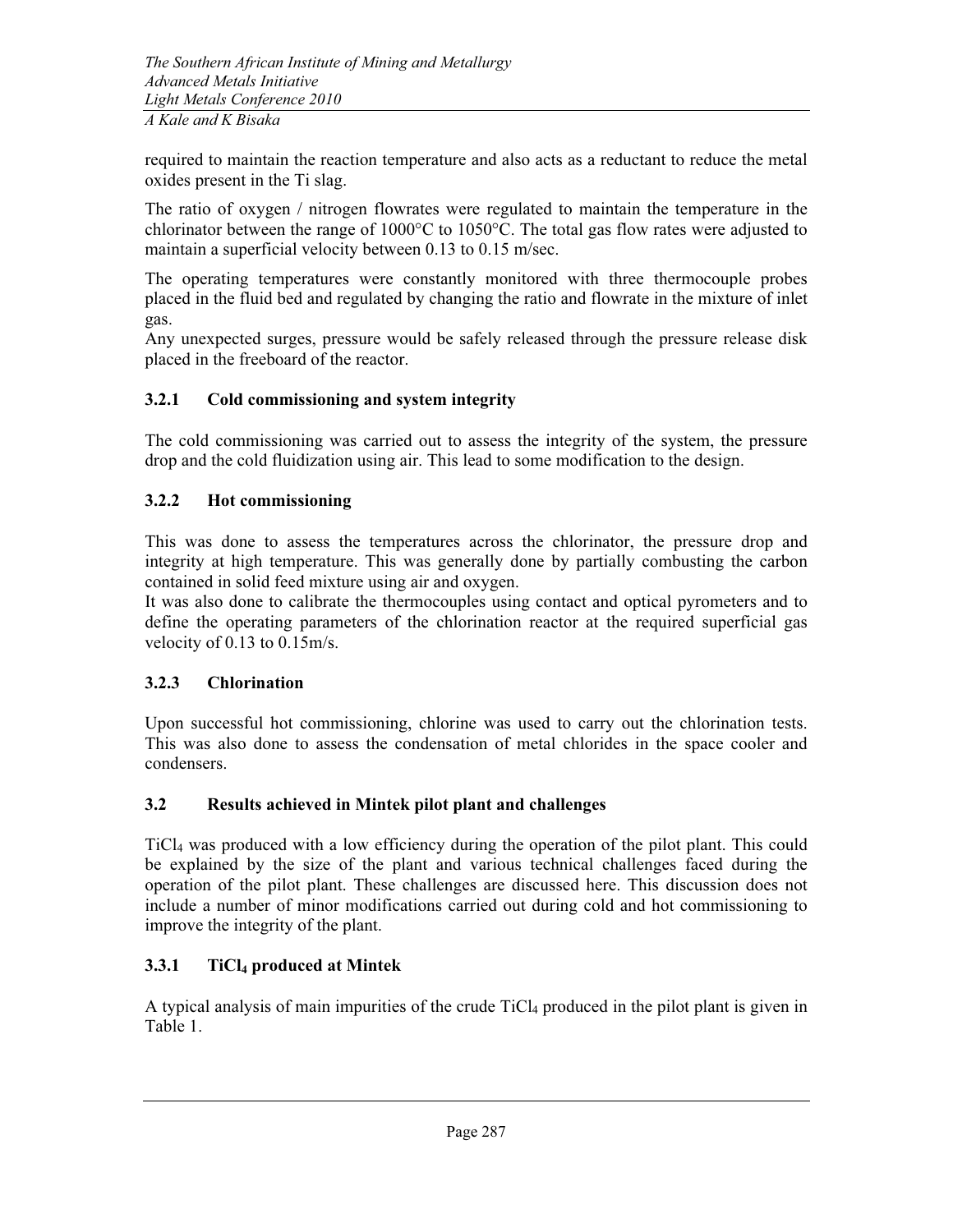required to maintain the reaction temperature and also acts as a reductant to reduce the metal oxides present in the Ti slag.

The ratio of oxygen / nitrogen flowrates were regulated to maintain the temperature in the chlorinator between the range of 1000°C to 1050°C. The total gas flow rates were adjusted to maintain a superficial velocity between 0.13 to 0.15 m/sec.

The operating temperatures were constantly monitored with three thermocouple probes placed in the fluid bed and regulated by changing the ratio and flowrate in the mixture of inlet gas.
Any unexpected surges, pressure would be safely released through the pressure release disk placed in the freeboard of the reactor.

### 3.2.1 Cold commissioning and system integrity

The cold commissioning was carried out to assess the integrity of the system, the pressure drop and the cold fluidization using air. This lead to some modification to the design.

### 3.2.2 Hot commissioning

This was done to assess the temperatures across the chlorinator, the pressure drop and integrity at high temperature. This was generally done by partially combusting the carbon contained in solid feed mixture using air and oxygen.
It was also done to calibrate the thermocouples using contact and optical pyrometers and to define the operating parameters of the chlorination reactor at the required superficial gas velocity of 0.13 to 0.15m/s.

### 3.2.3 Chlorination

Upon successful hot commissioning, chlorine was used to carry out the chlorination tests. This was also done to assess the condensation of metal chlorides in the space cooler and condensers.

## 3.2 Results achieved in Mintek pilot plant and challenges

$TiCl_4$ was produced with a low efficiency during the operation of the pilot plant. This could be explained by the size of the plant and various technical challenges faced during the operation of the pilot plant. These challenges are discussed here. This discussion does not include a number of minor modifications carried out during cold and hot commissioning to improve the integrity of the plant.

### 3.3.1 $TiCl_4$ produced at Mintek

A typical analysis of main impurities of the crude $TiCl_4$ produced in the pilot plant is given in Table 1.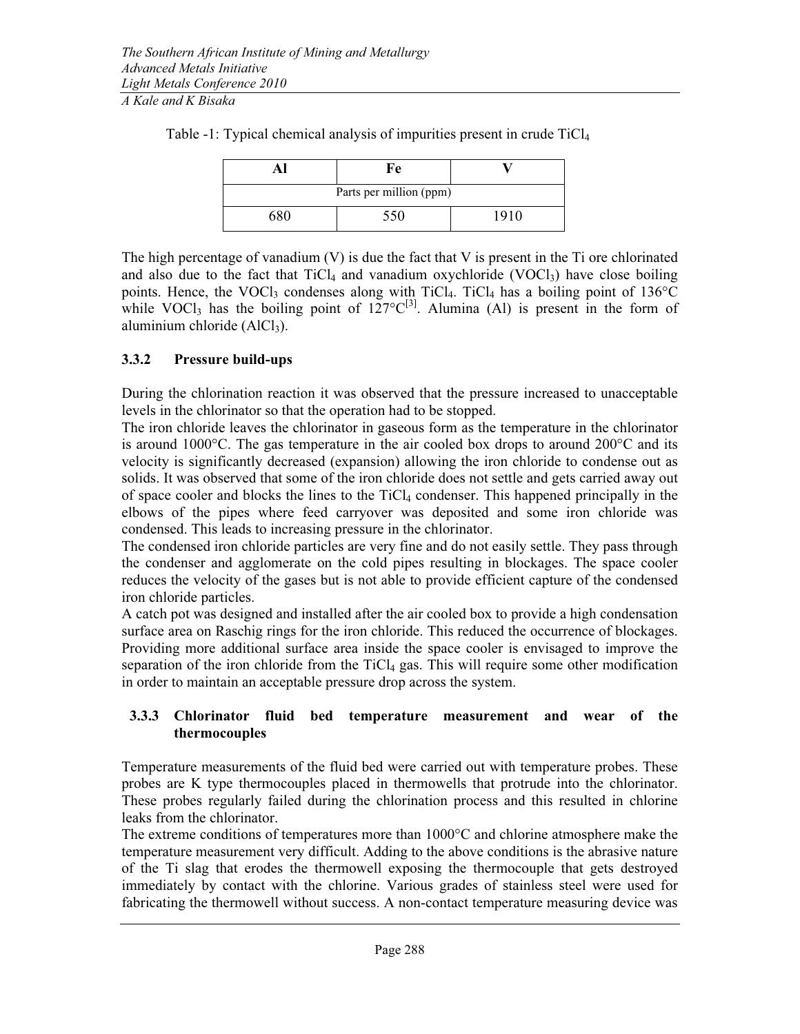Table -1: Typical chemical analysis of impurities present in crude $TiCl_4$

| Al | Fe | V |
|---|---|---|
| Parts per million (ppm) | | |
| 680 | 550 | 1910 |

The high percentage of vanadium (V) is due the fact that V is present in the Ti ore chlorinated and also due to the fact that $TiCl_4$ and vanadium oxychloride ($VOCl_3$) have close boiling points. Hence, the $VOCl_3$ condenses along with $TiCl_4$. $TiCl_4$ has a boiling point of 136°C while $VOCl_3$ has the boiling point of 127°C[3]. Alumina (Al) is present in the form of aluminium chloride ($AlCl_3$).

### 3.3.2 Pressure build-ups

During the chlorination reaction it was observed that the pressure increased to unacceptable levels in the chlorinator so that the operation had to be stopped.

The iron chloride leaves the chlorinator in gaseous form as the temperature in the chlorinator is around 1000°C. The gas temperature in the air cooled box drops to around 200°C and its velocity is significantly decreased (expansion) allowing the iron chloride to condense out as solids. It was observed that some of the iron chloride does not settle and gets carried away out of space cooler and blocks the lines to the $TiCl_4$ condenser. This happened principally in the elbows of the pipes where feed carryover was deposited and some iron chloride was condensed. This leads to increasing pressure in the chlorinator.

The condensed iron chloride particles are very fine and do not easily settle. They pass through the condenser and agglomerate on the cold pipes resulting in blockages. The space cooler reduces the velocity of the gases but is not able to provide efficient capture of the condensed iron chloride particles.

A catch pot was designed and installed after the air cooled box to provide a high condensation surface area on Raschig rings for the iron chloride. This reduced the occurrence of blockages. Providing more additional surface area inside the space cooler is envisaged to improve the separation of the iron chloride from the $TiCl_4$ gas. This will require some other modification in order to maintain an acceptable pressure drop across the system.

### 3.3.3 Chlorinator fluid bed temperature measurement and wear of the thermocouples

Temperature measurements of the fluid bed were carried out with temperature probes. These probes are K type thermocouples placed in thermowells that protrude into the chlorinator. These probes regularly failed during the chlorination process and this resulted in chlorine leaks from the chlorinator.

The extreme conditions of temperatures more than 1000°C and chlorine atmosphere make the temperature measurement very difficult. Adding to the above conditions is the abrasive nature of the Ti slag that erodes the thermowell exposing the thermocouple that gets destroyed immediately by contact with the chlorine. Various grades of stainless steel were used for fabricating the thermowell without success. A non-contact temperature measuring device was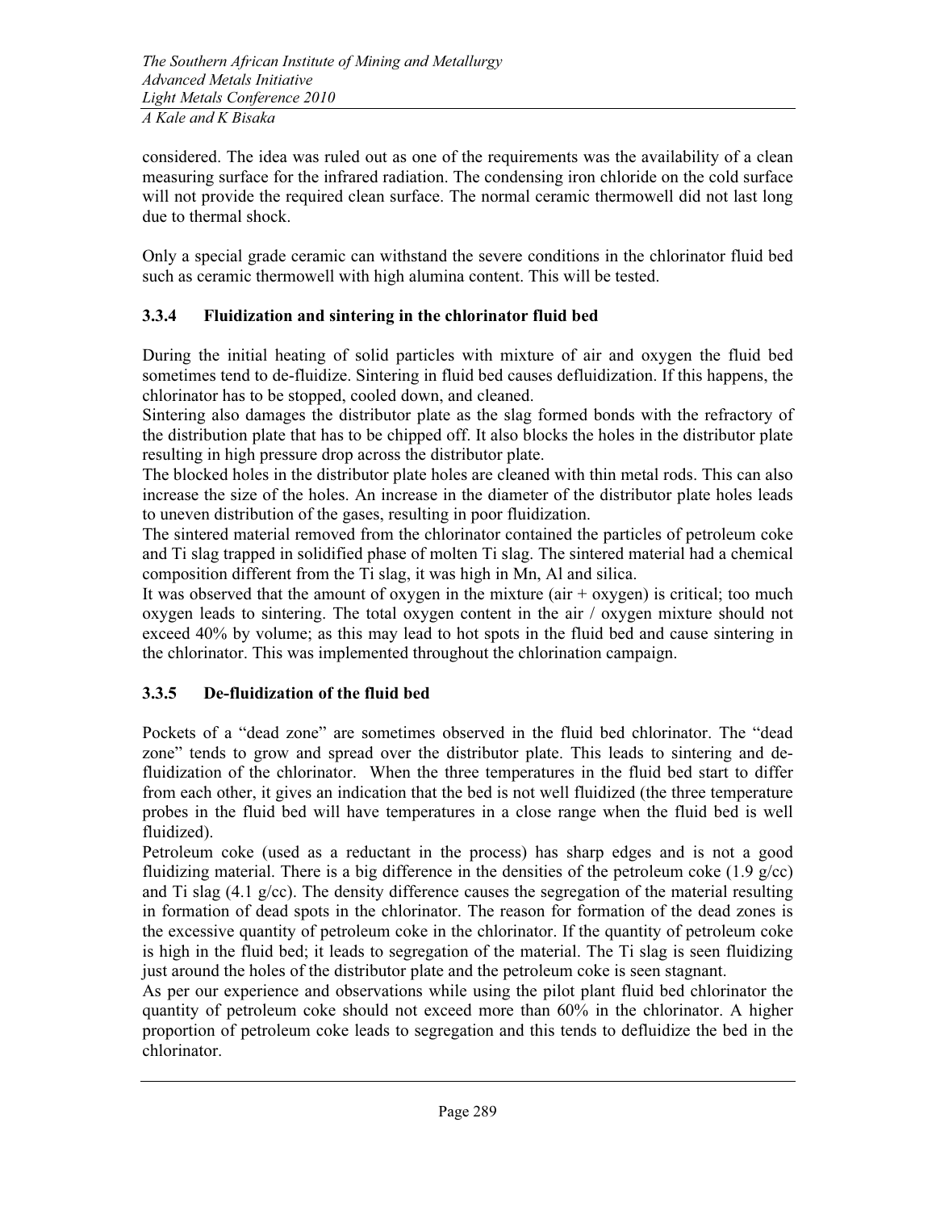considered. The idea was ruled out as one of the requirements was the availability of a clean measuring surface for the infrared radiation. The condensing iron chloride on the cold surface will not provide the required clean surface. The normal ceramic thermowell did not last long due to thermal shock.

Only a special grade ceramic can withstand the severe conditions in the chlorinator fluid bed such as ceramic thermowell with high alumina content. This will be tested.

### 3.3.4 Fluidization and sintering in the chlorinator fluid bed

During the initial heating of solid particles with mixture of air and oxygen the fluid bed sometimes tend to de-fluidize. Sintering in fluid bed causes defluidization. If this happens, the chlorinator has to be stopped, cooled down, and cleaned.

Sintering also damages the distributor plate as the slag formed bonds with the refractory of the distribution plate that has to be chipped off. It also blocks the holes in the distributor plate resulting in high pressure drop across the distributor plate.

The blocked holes in the distributor plate holes are cleaned with thin metal rods. This can also increase the size of the holes. An increase in the diameter of the distributor plate holes leads to uneven distribution of the gases, resulting in poor fluidization.

The sintered material removed from the chlorinator contained the particles of petroleum coke and Ti slag trapped in solidified phase of molten Ti slag. The sintered material had a chemical composition different from the Ti slag, it was high in Mn, Al and silica.

It was observed that the amount of oxygen in the mixture (air + oxygen) is critical; too much oxygen leads to sintering. The total oxygen content in the air / oxygen mixture should not exceed 40% by volume; as this may lead to hot spots in the fluid bed and cause sintering in the chlorinator. This was implemented throughout the chlorination campaign.

### 3.3.5 De-fluidization of the fluid bed

Pockets of a "dead zone" are sometimes observed in the fluid bed chlorinator. The "dead zone" tends to grow and spread over the distributor plate. This leads to sintering and de-fluidization of the chlorinator. When the three temperatures in the fluid bed start to differ from each other, it gives an indication that the bed is not well fluidized (the three temperature probes in the fluid bed will have temperatures in a close range when the fluid bed is well fluidized).

Petroleum coke (used as a reductant in the process) has sharp edges and is not a good fluidizing material. There is a big difference in the densities of the petroleum coke (1.9 g/cc) and Ti slag (4.1 g/cc). The density difference causes the segregation of the material resulting in formation of dead spots in the chlorinator. The reason for formation of the dead zones is the excessive quantity of petroleum coke in the chlorinator. If the quantity of petroleum coke is high in the fluid bed; it leads to segregation of the material. The Ti slag is seen fluidizing just around the holes of the distributor plate and the petroleum coke is seen stagnant.

As per our experience and observations while using the pilot plant fluid bed chlorinator the quantity of petroleum coke should not exceed more than 60% in the chlorinator. A higher proportion of petroleum coke leads to segregation and this tends to defluidize the bed in the chlorinator.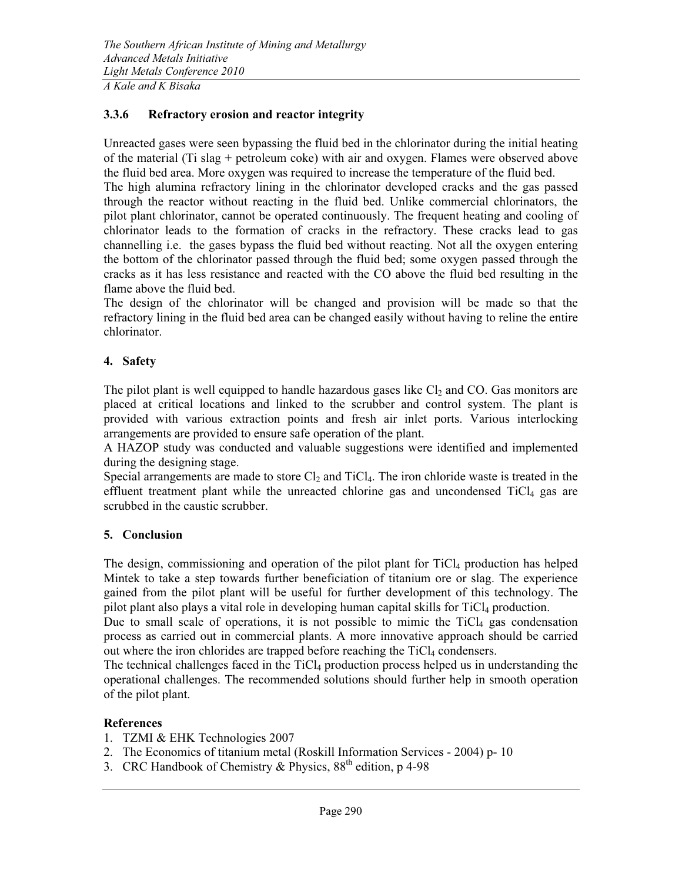### 3.3.6 Refractory erosion and reactor integrity

Unreacted gases were seen bypassing the fluid bed in the chlorinator during the initial heating of the material (Ti slag + petroleum coke) with air and oxygen. Flames were observed above the fluid bed area. More oxygen was required to increase the temperature of the fluid bed.

The high alumina refractory lining in the chlorinator developed cracks and the gas passed through the reactor without reacting in the fluid bed. Unlike commercial chlorinators, the pilot plant chlorinator, cannot be operated continuously. The frequent heating and cooling of chlorinator leads to the formation of cracks in the refractory. These cracks lead to gas channelling i.e. the gases bypass the fluid bed without reacting. Not all the oxygen entering the bottom of the chlorinator passed through the fluid bed; some oxygen passed through the cracks as it has less resistance and reacted with the CO above the fluid bed resulting in the flame above the fluid bed.

The design of the chlorinator will be changed and provision will be made so that the refractory lining in the fluid bed area can be changed easily without having to reline the entire chlorinator.

## 4. Safety

The pilot plant is well equipped to handle hazardous gases like $Cl_2$ and CO. Gas monitors are placed at critical locations and linked to the scrubber and control system. The plant is provided with various extraction points and fresh air inlet ports. Various interlocking arrangements are provided to ensure safe operation of the plant.

A HAZOP study was conducted and valuable suggestions were identified and implemented during the designing stage.

Special arrangements are made to store $Cl_2$ and $TiCl_4$. The iron chloride waste is treated in the effluent treatment plant while the unreacted chlorine gas and uncondensed $TiCl_4$ gas are scrubbed in the caustic scrubber.

## 5. Conclusion

The design, commissioning and operation of the pilot plant for $TiCl_4$ production has helped Mintek to take a step towards further beneficiation of titanium ore or slag. The experience gained from the pilot plant will be useful for further development of this technology. The pilot plant also plays a vital role in developing human capital skills for $TiCl_4$ production.

Due to small scale of operations, it is not possible to mimic the $TiCl_4$ gas condensation process as carried out in commercial plants. A more innovative approach should be carried out where the iron chlorides are trapped before reaching the $TiCl_4$ condensers.

The technical challenges faced in the $TiCl_4$ production process helped us in understanding the operational challenges. The recommended solutions should further help in smooth operation of the pilot plant.

**References**

1. TZMI & EHK Technologies 2007
2. The Economics of titanium metal (Roskill Information Services - 2004) p- 10
3. CRC Handbook of Chemistry & Physics, 88th edition, p 4-98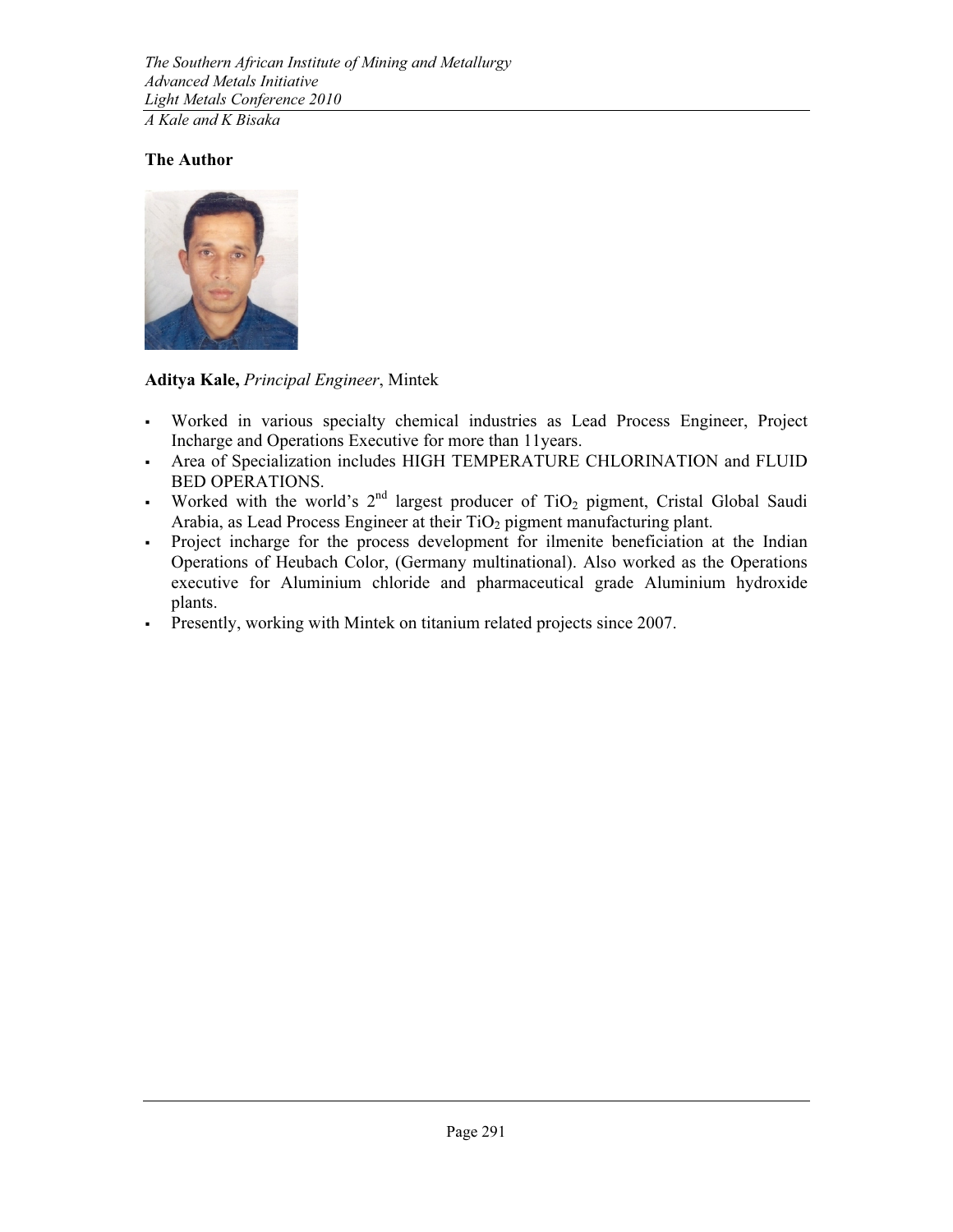## The Author

**Aditya Kale,** *Principal Engineer*, Mintek

- Worked in various specialty chemical industries as Lead Process Engineer, Project Incharge and Operations Executive for more than 11years.
- Area of Specialization includes HIGH TEMPERATURE CHLORINATION and FLUID BED OPERATIONS.
- Worked with the world's 2nd largest producer of $TiO_2$ pigment, Cristal Global Saudi Arabia, as Lead Process Engineer at their $TiO_2$ pigment manufacturing plant.
- Project incharge for the process development for ilmenite beneficiation at the Indian Operations of Heubach Color, (Germany multinational). Also worked as the Operations executive for Aluminium chloride and pharmaceutical grade Aluminium hydroxide plants.
- Presently, working with Mintek on titanium related projects since 2007.